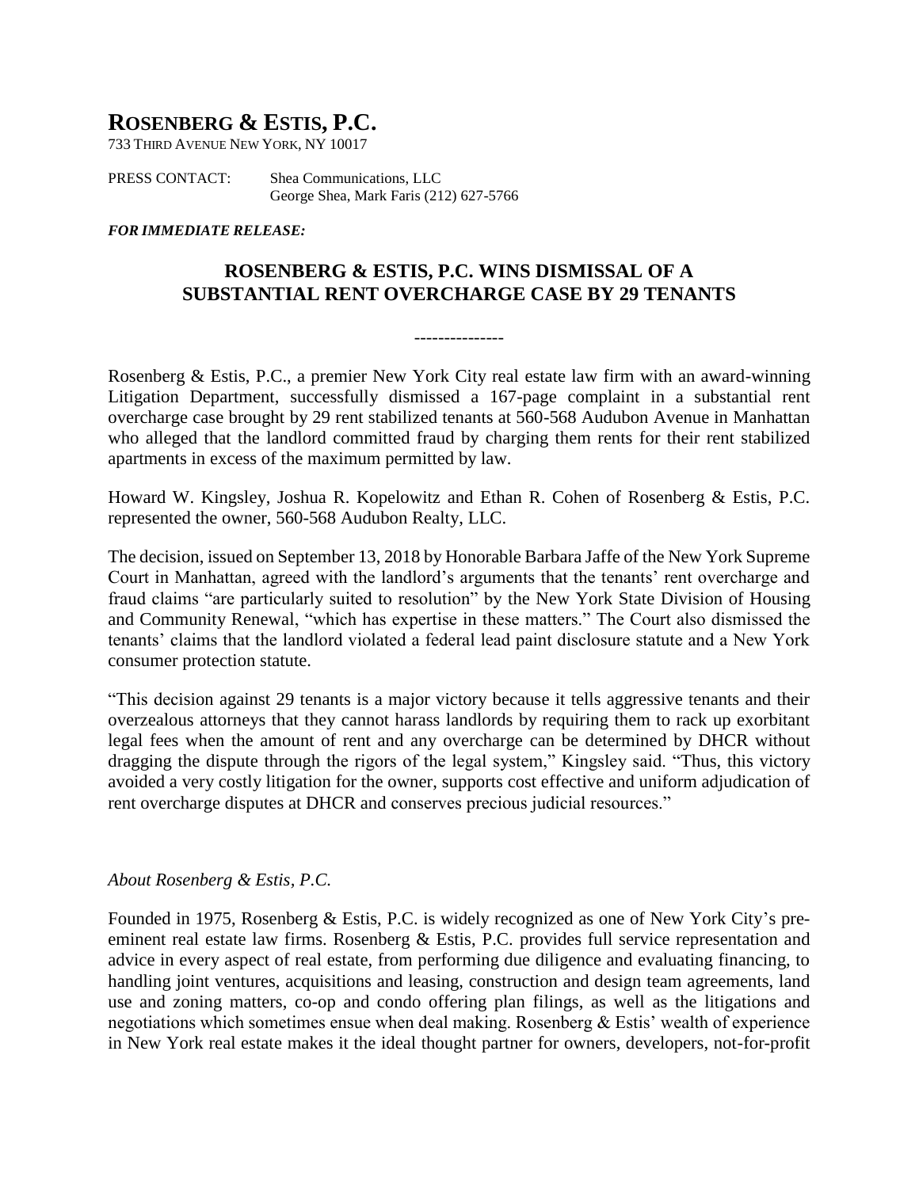# ROSENBERG & ESTIS, P.C.

733 THIRD AVENUE NEW YORK, NY 10017

PRESS CONTACT: Shea Communications, LLC
George Shea, Mark Faris (212) 627-5766

***FOR IMMEDIATE RELEASE:***

## ROSENBERG & ESTIS, P.C. WINS DISMISSAL OF A SUBSTANTIAL RENT OVERCHARGE CASE BY 29 TENANTS

---------------

Rosenberg & Estis, P.C., a premier New York City real estate law firm with an award-winning Litigation Department, successfully dismissed a 167-page complaint in a substantial rent overcharge case brought by 29 rent stabilized tenants at 560-568 Audubon Avenue in Manhattan who alleged that the landlord committed fraud by charging them rents for their rent stabilized apartments in excess of the maximum permitted by law.

Howard W. Kingsley, Joshua R. Kopelowitz and Ethan R. Cohen of Rosenberg & Estis, P.C. represented the owner, 560-568 Audubon Realty, LLC.

The decision, issued on September 13, 2018 by Honorable Barbara Jaffe of the New York Supreme Court in Manhattan, agreed with the landlord's arguments that the tenants' rent overcharge and fraud claims "are particularly suited to resolution" by the New York State Division of Housing and Community Renewal, "which has expertise in these matters." The Court also dismissed the tenants' claims that the landlord violated a federal lead paint disclosure statute and a New York consumer protection statute.

"This decision against 29 tenants is a major victory because it tells aggressive tenants and their overzealous attorneys that they cannot harass landlords by requiring them to rack up exorbitant legal fees when the amount of rent and any overcharge can be determined by DHCR without dragging the dispute through the rigors of the legal system," Kingsley said. "Thus, this victory avoided a very costly litigation for the owner, supports cost effective and uniform adjudication of rent overcharge disputes at DHCR and conserves precious judicial resources."

*About Rosenberg & Estis, P.C.*

Founded in 1975, Rosenberg & Estis, P.C. is widely recognized as one of New York City's pre-eminent real estate law firms. Rosenberg & Estis, P.C. provides full service representation and advice in every aspect of real estate, from performing due diligence and evaluating financing, to handling joint ventures, acquisitions and leasing, construction and design team agreements, land use and zoning matters, co-op and condo offering plan filings, as well as the litigations and negotiations which sometimes ensue when deal making. Rosenberg & Estis' wealth of experience in New York real estate makes it the ideal thought partner for owners, developers, not-for-profit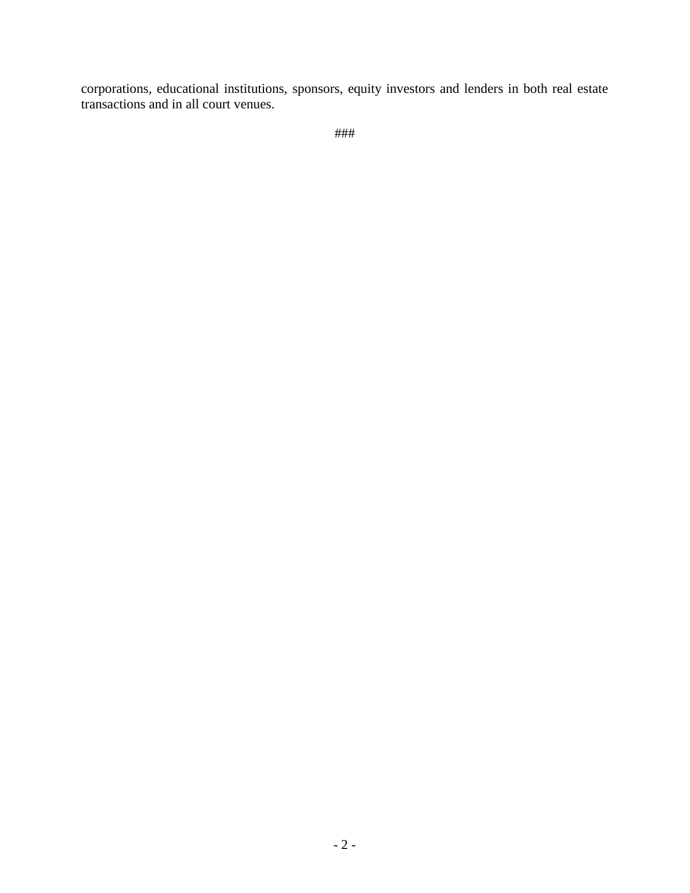corporations, educational institutions, sponsors, equity investors and lenders in both real estate transactions and in all court venues.

###